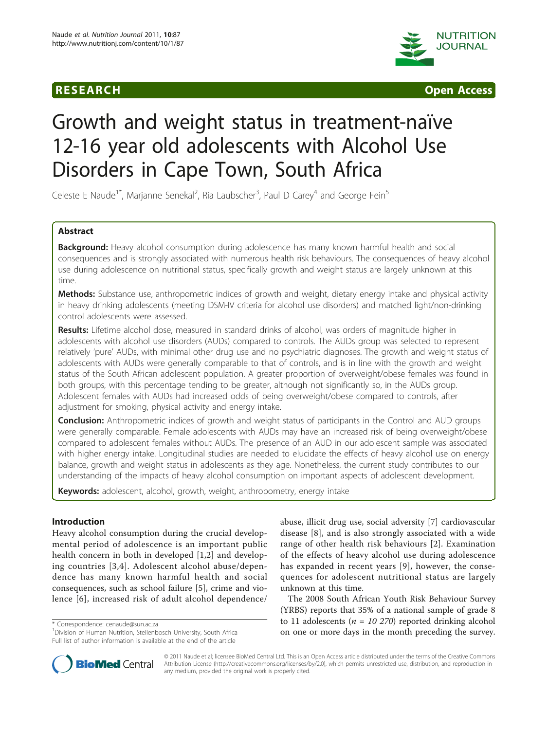RESEARCH Open Access

# Growth and weight status in treatment-naïve 12-16 year old adolescents with Alcohol Use Disorders in Cape Town, South Africa

Celeste E Naude[1*], Marjanne Senekal[2], Ria Laubscher[3], Paul D Carey[4] and George Fein[5]

## Abstract

**Background:** Heavy alcohol consumption during adolescence has many known harmful health and social consequences and is strongly associated with numerous health risk behaviours. The consequences of heavy alcohol use during adolescence on nutritional status, specifically growth and weight status are largely unknown at this time.

**Methods:** Substance use, anthropometric indices of growth and weight, dietary energy intake and physical activity in heavy drinking adolescents (meeting DSM-IV criteria for alcohol use disorders) and matched light/non-drinking control adolescents were assessed.

**Results:** Lifetime alcohol dose, measured in standard drinks of alcohol, was orders of magnitude higher in adolescents with alcohol use disorders (AUDs) compared to controls. The AUDs group was selected to represent relatively 'pure' AUDs, with minimal other drug use and no psychiatric diagnoses. The growth and weight status of adolescents with AUDs were generally comparable to that of controls, and is in line with the growth and weight status of the South African adolescent population. A greater proportion of overweight/obese females was found in both groups, with this percentage tending to be greater, although not significantly so, in the AUDs group. Adolescent females with AUDs had increased odds of being overweight/obese compared to controls, after adjustment for smoking, physical activity and energy intake.

**Conclusion:** Anthropometric indices of growth and weight status of participants in the Control and AUD groups were generally comparable. Female adolescents with AUDs may have an increased risk of being overweight/obese compared to adolescent females without AUDs. The presence of an AUD in our adolescent sample was associated with higher energy intake. Longitudinal studies are needed to elucidate the effects of heavy alcohol use on energy balance, growth and weight status in adolescents as they age. Nonetheless, the current study contributes to our understanding of the impacts of heavy alcohol consumption on important aspects of adolescent development.

**Keywords:** adolescent, alcohol, growth, weight, anthropometry, energy intake

## Introduction

Heavy alcohol consumption during the crucial developmental period of adolescence is an important public health concern in both in developed [1,2] and developing countries [3,4]. Adolescent alcohol abuse/dependence has many known harmful health and social consequences, such as school failure [5], crime and violence [6], increased risk of adult alcohol dependence/abuse, illicit drug use, social adversity [7] cardiovascular disease [8], and is also strongly associated with a wide range of other health risk behaviours [2]. Examination of the effects of heavy alcohol use during adolescence has expanded in recent years [9], however, the consequences for adolescent nutritional status are largely unknown at this time.

The 2008 South African Youth Risk Behaviour Survey (YRBS) reports that 35% of a national sample of grade 8 to 11 adolescents (*n = 10 270*) reported drinking alcohol on one or more days in the month preceding the survey.

\* Correspondence: cenaude@sun.ac.za

[1]Division of Human Nutrition, Stellenbosch University, South Africa

Full list of author information is available at the end of the article

© 2011 Naude et al; licensee BioMed Central Ltd. This is an Open Access article distributed under the terms of the Creative Commons Attribution License (http://creativecommons.org/licenses/by/2.0), which permits unrestricted use, distribution, and reproduction in any medium, provided the original work is properly cited.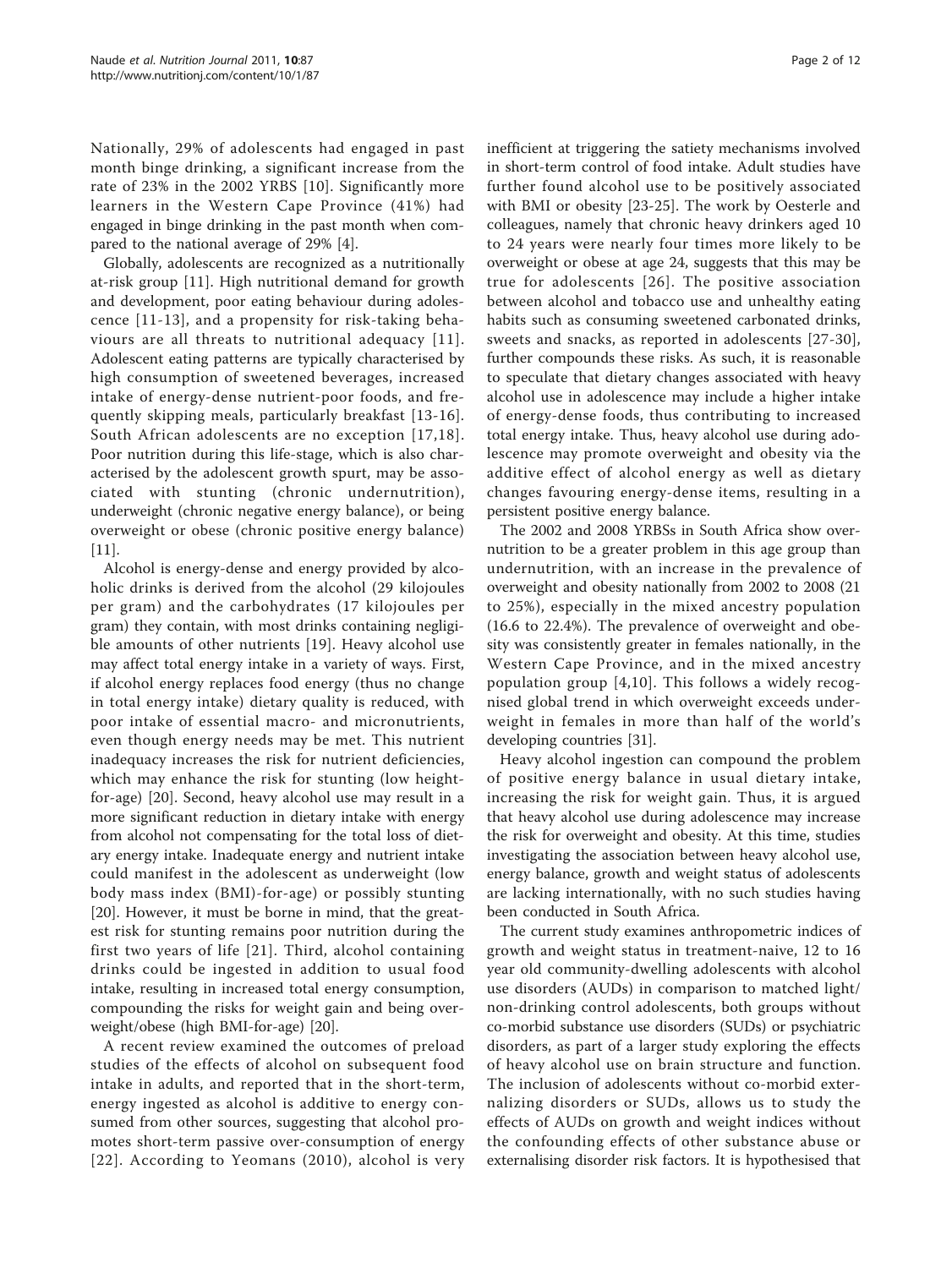Nationally, 29% of adolescents had engaged in past month binge drinking, a significant increase from the rate of 23% in the 2002 YRBS [10]. Significantly more learners in the Western Cape Province (41%) had engaged in binge drinking in the past month when compared to the national average of 29% [4].

Globally, adolescents are recognized as a nutritionally at-risk group [11]. High nutritional demand for growth and development, poor eating behaviour during adolescence [11-13], and a propensity for risk-taking behaviours are all threats to nutritional adequacy [11]. Adolescent eating patterns are typically characterised by high consumption of sweetened beverages, increased intake of energy-dense nutrient-poor foods, and frequently skipping meals, particularly breakfast [13-16]. South African adolescents are no exception [17,18]. Poor nutrition during this life-stage, which is also characterised by the adolescent growth spurt, may be associated with stunting (chronic undernutrition), underweight (chronic negative energy balance), or being overweight or obese (chronic positive energy balance) [11].

Alcohol is energy-dense and energy provided by alcoholic drinks is derived from the alcohol (29 kilojoules per gram) and the carbohydrates (17 kilojoules per gram) they contain, with most drinks containing negligible amounts of other nutrients [19]. Heavy alcohol use may affect total energy intake in a variety of ways. First, if alcohol energy replaces food energy (thus no change in total energy intake) dietary quality is reduced, with poor intake of essential macro- and micronutrients, even though energy needs may be met. This nutrient inadequacy increases the risk for nutrient deficiencies, which may enhance the risk for stunting (low height-for-age) [20]. Second, heavy alcohol use may result in a more significant reduction in dietary intake with energy from alcohol not compensating for the total loss of dietary energy intake. Inadequate energy and nutrient intake could manifest in the adolescent as underweight (low body mass index (BMI)-for-age) or possibly stunting [20]. However, it must be borne in mind, that the greatest risk for stunting remains poor nutrition during the first two years of life [21]. Third, alcohol containing drinks could be ingested in addition to usual food intake, resulting in increased total energy consumption, compounding the risks for weight gain and being overweight/obese (high BMI-for-age) [20].

A recent review examined the outcomes of preload studies of the effects of alcohol on subsequent food intake in adults, and reported that in the short-term, energy ingested as alcohol is additive to energy consumed from other sources, suggesting that alcohol promotes short-term passive over-consumption of energy [22]. According to Yeomans (2010), alcohol is very inefficient at triggering the satiety mechanisms involved in short-term control of food intake. Adult studies have further found alcohol use to be positively associated with BMI or obesity [23-25]. The work by Oesterle and colleagues, namely that chronic heavy drinkers aged 10 to 24 years were nearly four times more likely to be overweight or obese at age 24, suggests that this may be true for adolescents [26]. The positive association between alcohol and tobacco use and unhealthy eating habits such as consuming sweetened carbonated drinks, sweets and snacks, as reported in adolescents [27-30], further compounds these risks. As such, it is reasonable to speculate that dietary changes associated with heavy alcohol use in adolescence may include a higher intake of energy-dense foods, thus contributing to increased total energy intake. Thus, heavy alcohol use during adolescence may promote overweight and obesity via the additive effect of alcohol energy as well as dietary changes favouring energy-dense items, resulting in a persistent positive energy balance.

The 2002 and 2008 YRBSs in South Africa show overnutrition to be a greater problem in this age group than undernutrition, with an increase in the prevalence of overweight and obesity nationally from 2002 to 2008 (21 to 25%), especially in the mixed ancestry population (16.6 to 22.4%). The prevalence of overweight and obesity was consistently greater in females nationally, in the Western Cape Province, and in the mixed ancestry population group [4,10]. This follows a widely recognised global trend in which overweight exceeds underweight in females in more than half of the world's developing countries [31].

Heavy alcohol ingestion can compound the problem of positive energy balance in usual dietary intake, increasing the risk for weight gain. Thus, it is argued that heavy alcohol use during adolescence may increase the risk for overweight and obesity. At this time, studies investigating the association between heavy alcohol use, energy balance, growth and weight status of adolescents are lacking internationally, with no such studies having been conducted in South Africa.

The current study examines anthropometric indices of growth and weight status in treatment-naive, 12 to 16 year old community-dwelling adolescents with alcohol use disorders (AUDs) in comparison to matched light/non-drinking control adolescents, both groups without co-morbid substance use disorders (SUDs) or psychiatric disorders, as part of a larger study exploring the effects of heavy alcohol use on brain structure and function. The inclusion of adolescents without co-morbid externalizing disorders or SUDs, allows us to study the effects of AUDs on growth and weight indices without the confounding effects of other substance abuse or externalising disorder risk factors. It is hypothesised that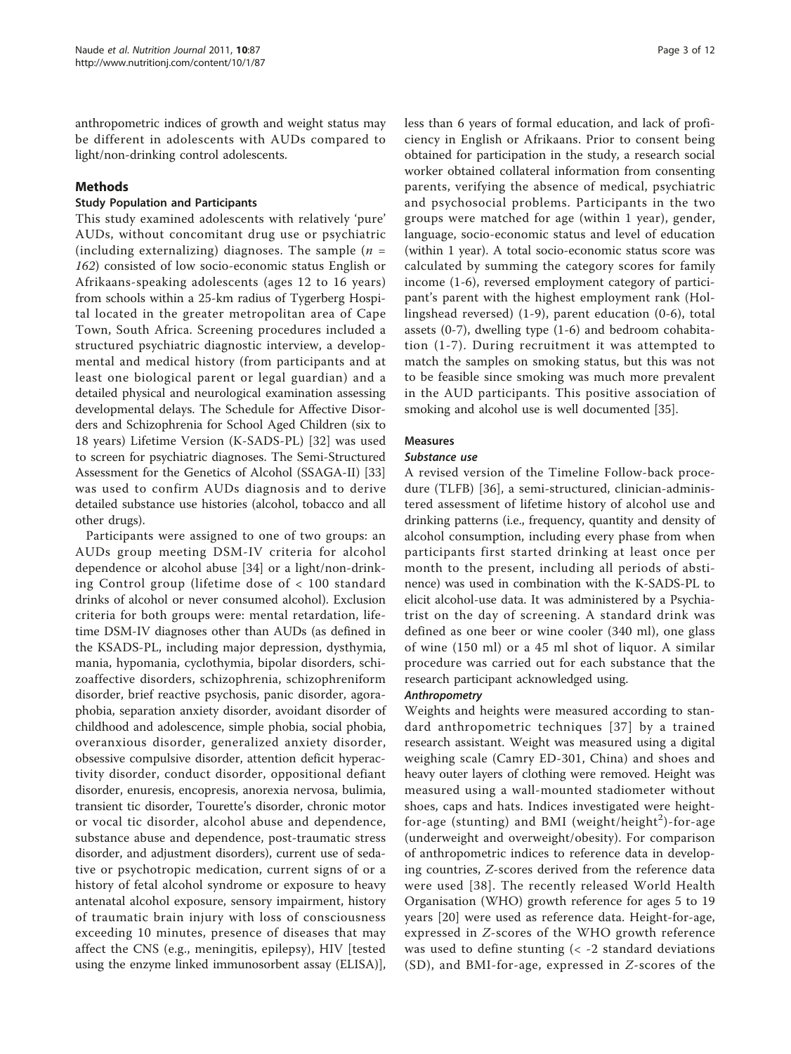anthropometric indices of growth and weight status may be different in adolescents with AUDs compared to light/non-drinking control adolescents.

## Methods

### Study Population and Participants

This study examined adolescents with relatively 'pure' AUDs, without concomitant drug use or psychiatric (including externalizing) diagnoses. The sample (*n* = *162*) consisted of low socio-economic status English or Afrikaans-speaking adolescents (ages 12 to 16 years) from schools within a 25-km radius of Tygerberg Hospital located in the greater metropolitan area of Cape Town, South Africa. Screening procedures included a structured psychiatric diagnostic interview, a developmental and medical history (from participants and at least one biological parent or legal guardian) and a detailed physical and neurological examination assessing developmental delays. The Schedule for Affective Disorders and Schizophrenia for School Aged Children (six to 18 years) Lifetime Version (K-SADS-PL) [32] was used to screen for psychiatric diagnoses. The Semi-Structured Assessment for the Genetics of Alcohol (SSAGA-II) [33] was used to confirm AUDs diagnosis and to derive detailed substance use histories (alcohol, tobacco and all other drugs).

Participants were assigned to one of two groups: an AUDs group meeting DSM-IV criteria for alcohol dependence or alcohol abuse [34] or a light/non-drinking Control group (lifetime dose of < 100 standard drinks of alcohol or never consumed alcohol). Exclusion criteria for both groups were: mental retardation, lifetime DSM-IV diagnoses other than AUDs (as defined in the KSADS-PL, including major depression, dysthymia, mania, hypomania, cyclothymia, bipolar disorders, schizoaffective disorders, schizophrenia, schizophreniform disorder, brief reactive psychosis, panic disorder, agoraphobia, separation anxiety disorder, avoidant disorder of childhood and adolescence, simple phobia, social phobia, overanxious disorder, generalized anxiety disorder, obsessive compulsive disorder, attention deficit hyperactivity disorder, conduct disorder, oppositional defiant disorder, enuresis, encopresis, anorexia nervosa, bulimia, transient tic disorder, Tourette's disorder, chronic motor or vocal tic disorder, alcohol abuse and dependence, substance abuse and dependence, post-traumatic stress disorder, and adjustment disorders), current use of sedative or psychotropic medication, current signs of or a history of fetal alcohol syndrome or exposure to heavy antenatal alcohol exposure, sensory impairment, history of traumatic brain injury with loss of consciousness exceeding 10 minutes, presence of diseases that may affect the CNS (e.g., meningitis, epilepsy), HIV [tested using the enzyme linked immunosorbent assay (ELISA)], less than 6 years of formal education, and lack of proficiency in English or Afrikaans. Prior to consent being obtained for participation in the study, a research social worker obtained collateral information from consenting parents, verifying the absence of medical, psychiatric and psychosocial problems. Participants in the two groups were matched for age (within 1 year), gender, language, socio-economic status and level of education (within 1 year). A total socio-economic status score was calculated by summing the category scores for family income (1-6), reversed employment category of participant's parent with the highest employment rank (Hollingshead reversed) (1-9), parent education (0-6), total assets (0-7), dwelling type (1-6) and bedroom cohabitation (1-7). During recruitment it was attempted to match the samples on smoking status, but this was not to be feasible since smoking was much more prevalent in the AUD participants. This positive association of smoking and alcohol use is well documented [35].

### Measures

#### *Substance use*

A revised version of the Timeline Follow-back procedure (TLFB) [36], a semi-structured, clinician-administered assessment of lifetime history of alcohol use and drinking patterns (i.e., frequency, quantity and density of alcohol consumption, including every phase from when participants first started drinking at least once per month to the present, including all periods of abstinence) was used in combination with the K-SADS-PL to elicit alcohol-use data. It was administered by a Psychiatrist on the day of screening. A standard drink was defined as one beer or wine cooler (340 ml), one glass of wine (150 ml) or a 45 ml shot of liquor. A similar procedure was carried out for each substance that the research participant acknowledged using.

#### *Anthropometry*

Weights and heights were measured according to standard anthropometric techniques [37] by a trained research assistant. Weight was measured using a digital weighing scale (Camry ED-301, China) and shoes and heavy outer layers of clothing were removed. Height was measured using a wall-mounted stadiometer without shoes, caps and hats. Indices investigated were height-for-age (stunting) and BMI (weight/height$^2$)-for-age (underweight and overweight/obesity). For comparison of anthropometric indices to reference data in developing countries, *Z*-scores derived from the reference data were used [38]. The recently released World Health Organisation (WHO) growth reference for ages 5 to 19 years [20] were used as reference data. Height-for-age, expressed in *Z*-scores of the WHO growth reference was used to define stunting (< -2 standard deviations (SD), and BMI-for-age, expressed in *Z*-scores of the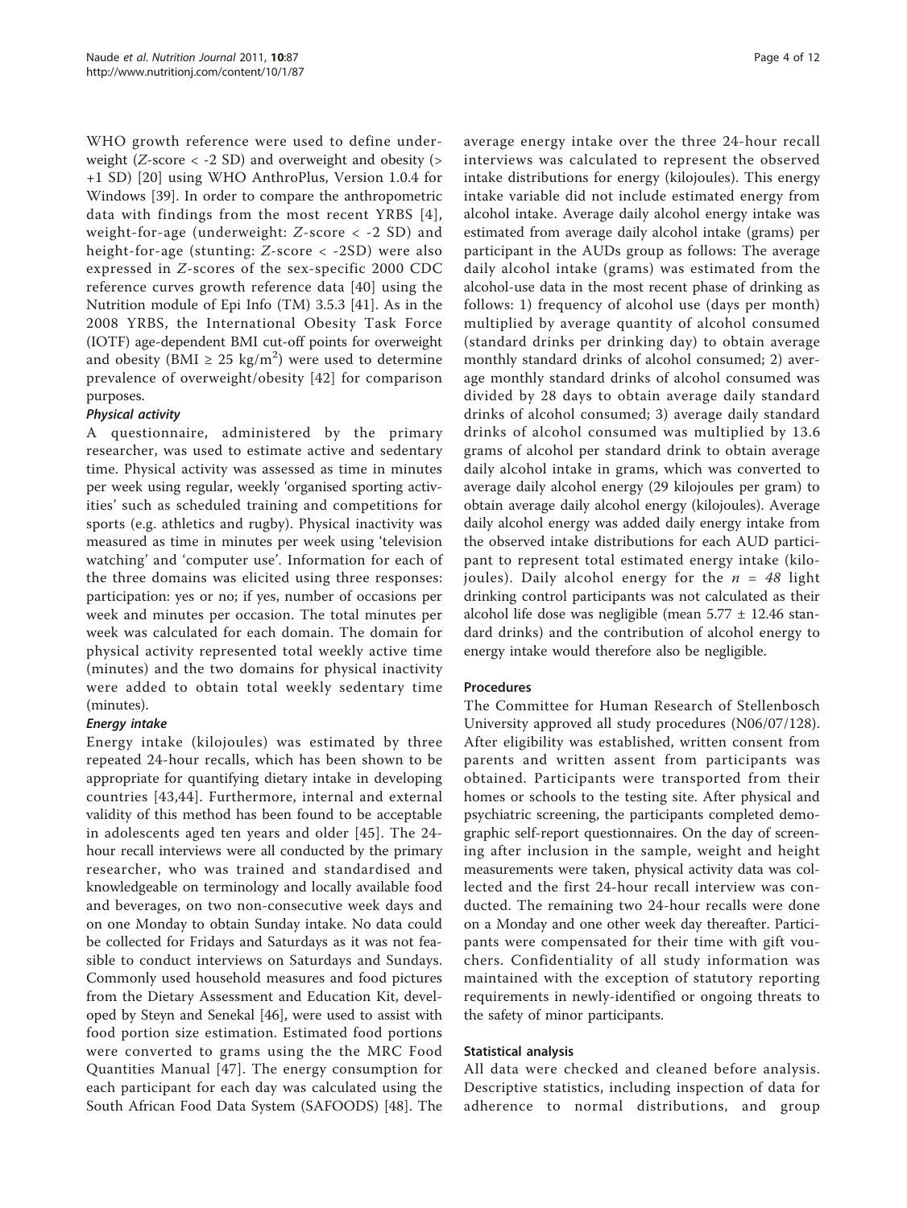WHO growth reference were used to define underweight ($Z$-score < -2 SD) and overweight and obesity (> +1 SD) [20] using WHO AnthroPlus, Version 1.0.4 for Windows [39]. In order to compare the anthropometric data with findings from the most recent YRBS [4], weight-for-age (underweight: $Z$-score < -2 SD) and height-for-age (stunting: $Z$-score < -2SD) were also expressed in $Z$-scores of the sex-specific 2000 CDC reference curves growth reference data [40] using the Nutrition module of Epi Info (TM) 3.5.3 [41]. As in the 2008 YRBS, the International Obesity Task Force (IOTF) age-dependent BMI cut-off points for overweight and obesity (BMI ≥ 25 $kg/m^2$) were used to determine prevalence of overweight/obesity [42] for comparison purposes.

***Physical activity***

A questionnaire, administered by the primary researcher, was used to estimate active and sedentary time. Physical activity was assessed as time in minutes per week using regular, weekly 'organised sporting activities' such as scheduled training and competitions for sports (e.g. athletics and rugby). Physical inactivity was measured as time in minutes per week using 'television watching' and 'computer use'. Information for each of the three domains was elicited using three responses: participation: yes or no; if yes, number of occasions per week and minutes per occasion. The total minutes per week was calculated for each domain. The domain for physical activity represented total weekly active time (minutes) and the two domains for physical inactivity were added to obtain total weekly sedentary time (minutes).

***Energy intake***

Energy intake (kilojoules) was estimated by three repeated 24-hour recalls, which has been shown to be appropriate for quantifying dietary intake in developing countries [43,44]. Furthermore, internal and external validity of this method has been found to be acceptable in adolescents aged ten years and older [45]. The 24-hour recall interviews were all conducted by the primary researcher, who was trained and standardised and knowledgeable on terminology and locally available food and beverages, on two non-consecutive week days and on one Monday to obtain Sunday intake. No data could be collected for Fridays and Saturdays as it was not feasible to conduct interviews on Saturdays and Sundays. Commonly used household measures and food pictures from the Dietary Assessment and Education Kit, developed by Steyn and Senekal [46], were used to assist with food portion size estimation. Estimated food portions were converted to grams using the the MRC Food Quantities Manual [47]. The energy consumption for each participant for each day was calculated using the South African Food Data System (SAFOODS) [48]. The average energy intake over the three 24-hour recall interviews was calculated to represent the observed intake distributions for energy (kilojoules). This energy intake variable did not include estimated energy from alcohol intake. Average daily alcohol energy intake was estimated from average daily alcohol intake (grams) per participant in the AUDs group as follows: The average daily alcohol intake (grams) was estimated from the alcohol-use data in the most recent phase of drinking as follows: 1) frequency of alcohol use (days per month) multiplied by average quantity of alcohol consumed (standard drinks per drinking day) to obtain average monthly standard drinks of alcohol consumed; 2) average monthly standard drinks of alcohol consumed was divided by 28 days to obtain average daily standard drinks of alcohol consumed; 3) average daily standard drinks of alcohol consumed was multiplied by 13.6 grams of alcohol per standard drink to obtain average daily alcohol intake in grams, which was converted to average daily alcohol energy (29 kilojoules per gram) to obtain average daily alcohol energy (kilojoules). Average daily alcohol energy was added daily energy intake from the observed intake distributions for each AUD participant to represent total estimated energy intake (kilojoules). Daily alcohol energy for the $n = 48$ light drinking control participants was not calculated as their alcohol life dose was negligible (mean 5.77 ± 12.46 standard drinks) and the contribution of alcohol energy to energy intake would therefore also be negligible.

**Procedures**

The Committee for Human Research of Stellenbosch University approved all study procedures (N06/07/128). After eligibility was established, written consent from parents and written assent from participants was obtained. Participants were transported from their homes or schools to the testing site. After physical and psychiatric screening, the participants completed demographic self-report questionnaires. On the day of screening after inclusion in the sample, weight and height measurements were taken, physical activity data was collected and the first 24-hour recall interview was conducted. The remaining two 24-hour recalls were done on a Monday and one other week day thereafter. Participants were compensated for their time with gift vouchers. Confidentiality of all study information was maintained with the exception of statutory reporting requirements in newly-identified or ongoing threats to the safety of minor participants.

**Statistical analysis**

All data were checked and cleaned before analysis. Descriptive statistics, including inspection of data for adherence to normal distributions, and group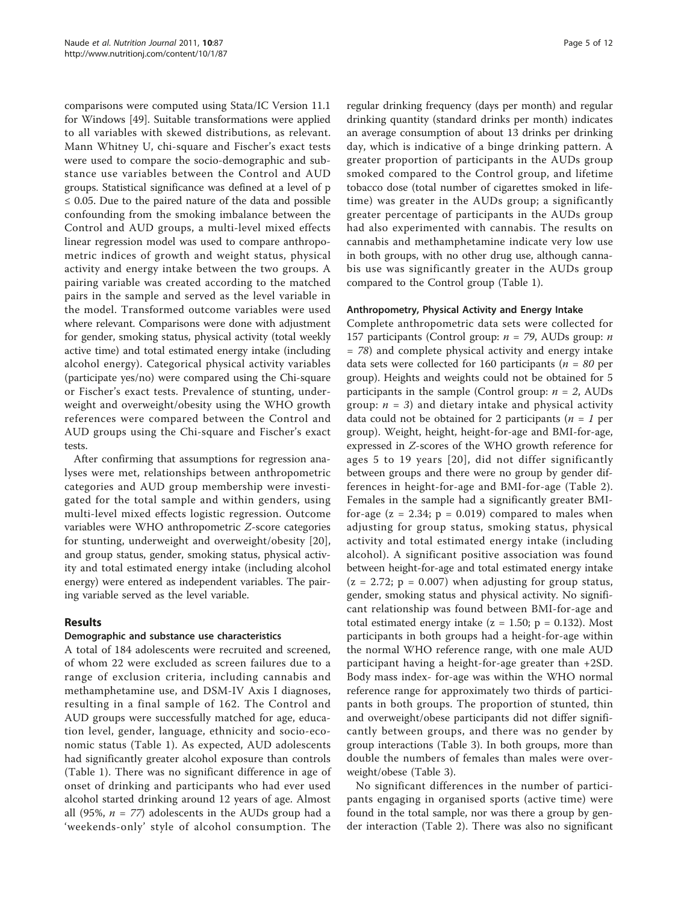comparisons were computed using Stata/IC Version 11.1 for Windows [49]. Suitable transformations were applied to all variables with skewed distributions, as relevant. Mann Whitney U, chi-square and Fischer's exact tests were used to compare the socio-demographic and substance use variables between the Control and AUD groups. Statistical significance was defined at a level of $p \leq 0.05$. Due to the paired nature of the data and possible confounding from the smoking imbalance between the Control and AUD groups, a multi-level mixed effects linear regression model was used to compare anthropometric indices of growth and weight status, physical activity and energy intake between the two groups. A pairing variable was created according to the matched pairs in the sample and served as the level variable in the model. Transformed outcome variables were used where relevant. Comparisons were done with adjustment for gender, smoking status, physical activity (total weekly active time) and total estimated energy intake (including alcohol energy). Categorical physical activity variables (participate yes/no) were compared using the Chi-square or Fischer's exact tests. Prevalence of stunting, underweight and overweight/obesity using the WHO growth references were compared between the Control and AUD groups using the Chi-square and Fischer's exact tests.

After confirming that assumptions for regression analyses were met, relationships between anthropometric categories and AUD group membership were investigated for the total sample and within genders, using multi-level mixed effects logistic regression. Outcome variables were WHO anthropometric Z-score categories for stunting, underweight and overweight/obesity [20], and group status, gender, smoking status, physical activity and total estimated energy intake (including alcohol energy) were entered as independent variables. The pairing variable served as the level variable.

## Results

### Demographic and substance use characteristics

A total of 184 adolescents were recruited and screened, of whom 22 were excluded as screen failures due to a range of exclusion criteria, including cannabis and methamphetamine use, and DSM-IV Axis I diagnoses, resulting in a final sample of 162. The Control and AUD groups were successfully matched for age, education level, gender, language, ethnicity and socio-economic status (Table 1). As expected, AUD adolescents had significantly greater alcohol exposure than controls (Table 1). There was no significant difference in age of onset of drinking and participants who had ever used alcohol started drinking around 12 years of age. Almost all (95%, $n = 77$) adolescents in the AUDs group had a 'weekends-only' style of alcohol consumption. The regular drinking frequency (days per month) and regular drinking quantity (standard drinks per month) indicates an average consumption of about 13 drinks per drinking day, which is indicative of a binge drinking pattern. A greater proportion of participants in the AUDs group smoked compared to the Control group, and lifetime tobacco dose (total number of cigarettes smoked in lifetime) was greater in the AUDs group; a significantly greater percentage of participants in the AUDs group had also experimented with cannabis. The results on cannabis and methamphetamine indicate very low use in both groups, with no other drug use, although cannabis use was significantly greater in the AUDs group compared to the Control group (Table 1).

### Anthropometry, Physical Activity and Energy Intake

Complete anthropometric data sets were collected for 157 participants (Control group: $n = 79$, AUDs group: $n = 78$) and complete physical activity and energy intake data sets were collected for 160 participants ($n = 80$ per group). Heights and weights could not be obtained for 5 participants in the sample (Control group: $n = 2$, AUDs group: $n = 3$) and dietary intake and physical activity data could not be obtained for 2 participants ($n = 1$ per group). Weight, height, height-for-age and BMI-for-age, expressed in Z-scores of the WHO growth reference for ages 5 to 19 years [20], did not differ significantly between groups and there were no group by gender differences in height-for-age and BMI-for-age (Table 2). Females in the sample had a significantly greater BMI-for-age ($z = 2.34$; $p = 0.019$) compared to males when adjusting for group status, smoking status, physical activity and total estimated energy intake (including alcohol). A significant positive association was found between height-for-age and total estimated energy intake ($z = 2.72$; $p = 0.007$) when adjusting for group status, gender, smoking status and physical activity. No significant relationship was found between BMI-for-age and total estimated energy intake ($z = 1.50$; $p = 0.132$). Most participants in both groups had a height-for-age within the normal WHO reference range, with one male AUD participant having a height-for-age greater than +2SD. Body mass index- for-age was within the WHO normal reference range for approximately two thirds of participants in both groups. The proportion of stunted, thin and overweight/obese participants did not differ significantly between groups, and there was no gender by group interactions (Table 3). In both groups, more than double the numbers of females than males were overweight/obese (Table 3).

No significant differences in the number of participants engaging in organised sports (active time) were found in the total sample, nor was there a group by gender interaction (Table 2). There was also no significant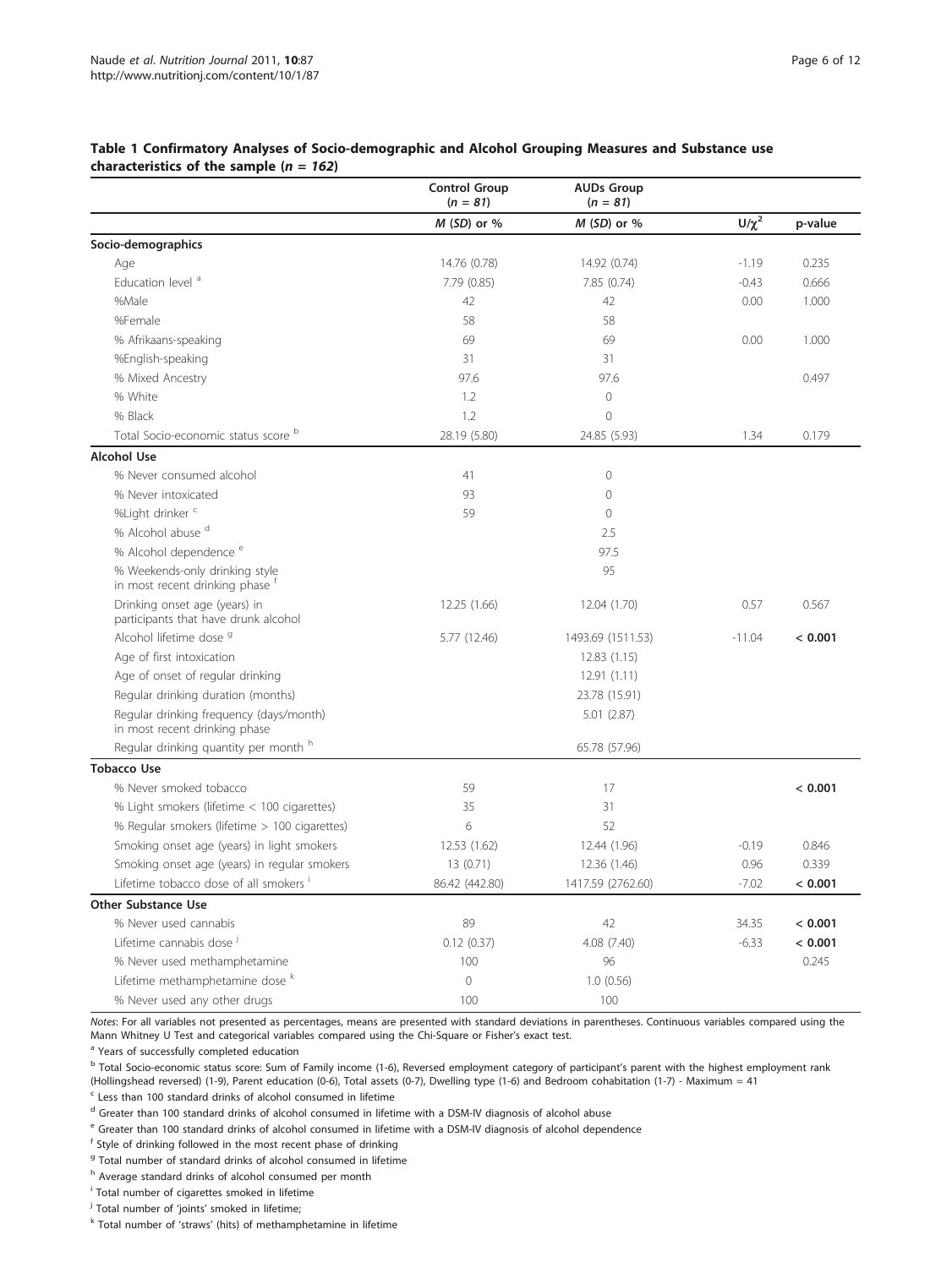**Table 1 Confirmatory Analyses of Socio-demographic and Alcohol Grouping Measures and Substance use characteristics of the sample (*n = 162*)**

| | Control Group (*n = 81*) | AUDs Group (*n = 81*) | | |
|---|---|---|---|---|
| | *M* (*SD*) or % | *M* (*SD*) or % | $U/\chi^2$ | p-value |
| **Socio-demographics** | | | | |
| Age | 14.76 (0.78) | 14.92 (0.74) | -1.19 | 0.235 |
| Education level [a] | 7.79 (0.85) | 7.85 (0.74) | -0.43 | 0.666 |
| %Male | 42 | 42 | 0.00 | 1.000 |
| %Female | 58 | 58 | | |
| % Afrikaans-speaking | 69 | 69 | 0.00 | 1.000 |
| %English-speaking | 31 | 31 | | |
| % Mixed Ancestry | 97.6 | 97.6 | | 0.497 |
| % White | 1.2 | 0 | | |
| % Black | 1.2 | 0 | | |
| Total Socio-economic status score [b] | 28.19 (5.80) | 24.85 (5.93) | 1.34 | 0.179 |
| **Alcohol Use** | | | | |
| % Never consumed alcohol | 41 | 0 | | |
| % Never intoxicated | 93 | 0 | | |
| %Light drinker [c] | 59 | 0 | | |
| % Alcohol abuse [d] | | 2.5 | | |
| % Alcohol dependence [e] | | 97.5 | | |
| % Weekends-only drinking style in most recent drinking phase [f] | | 95 | | |
| Drinking onset age (years) in participants that have drunk alcohol | 12.25 (1.66) | 12.04 (1.70) | 0.57 | 0.567 |
| Alcohol lifetime dose [g] | 5.77 (12.46) | 1493.69 (1511.53) | -11.04 | **< 0.001** |
| Age of first intoxication | | 12.83 (1.15) | | |
| Age of onset of regular drinking | | 12.91 (1.11) | | |
| Regular drinking duration (months) | | 23.78 (15.91) | | |
| Regular drinking frequency (days/month) in most recent drinking phase | | 5.01 (2.87) | | |
| Regular drinking quantity per month [h] | | 65.78 (57.96) | | |
| **Tobacco Use** | | | | |
| % Never smoked tobacco | 59 | 17 | | **< 0.001** |
| % Light smokers (lifetime < 100 cigarettes) | 35 | 31 | | |
| % Regular smokers (lifetime > 100 cigarettes) | 6 | 52 | | |
| Smoking onset age (years) in light smokers | 12.53 (1.62) | 12.44 (1.96) | -0.19 | 0.846 |
| Smoking onset age (years) in regular smokers | 13 (0.71) | 12.36 (1.46) | 0.96 | 0.339 |
| Lifetime tobacco dose of all smokers [i] | 86.42 (442.80) | 1417.59 (2762.60) | -7.02 | **< 0.001** |
| **Other Substance Use** | | | | |
| % Never used cannabis | 89 | 42 | 34.35 | **< 0.001** |
| Lifetime cannabis dose [j] | 0.12 (0.37) | 4.08 (7.40) | -6.33 | **< 0.001** |
| % Never used methamphetamine | 100 | 96 | | 0.245 |
| Lifetime methamphetamine dose [k] | 0 | 1.0 (0.56) | | |
| % Never used any other drugs | 100 | 100 | | |

*Notes*: For all variables not presented as percentages, means are presented with standard deviations in parentheses. Continuous variables compared using the Mann Whitney U Test and categorical variables compared using the Chi-Square or Fisher's exact test.

[a] Years of successfully completed education

[b] Total Socio-economic status score: Sum of Family income (1-6), Reversed employment category of participant's parent with the highest employment rank (Hollingshead reversed) (1-9), Parent education (0-6), Total assets (0-7), Dwelling type (1-6) and Bedroom cohabitation (1-7) - Maximum = 41

[c] Less than 100 standard drinks of alcohol consumed in lifetime

[d] Greater than 100 standard drinks of alcohol consumed in lifetime with a DSM-IV diagnosis of alcohol abuse

[e] Greater than 100 standard drinks of alcohol consumed in lifetime with a DSM-IV diagnosis of alcohol dependence

[f] Style of drinking followed in the most recent phase of drinking

[g] Total number of standard drinks of alcohol consumed in lifetime

[h] Average standard drinks of alcohol consumed per month

[i] Total number of cigarettes smoked in lifetime

[j] Total number of 'joints' smoked in lifetime;

[k] Total number of 'straws' (hits) of methamphetamine in lifetime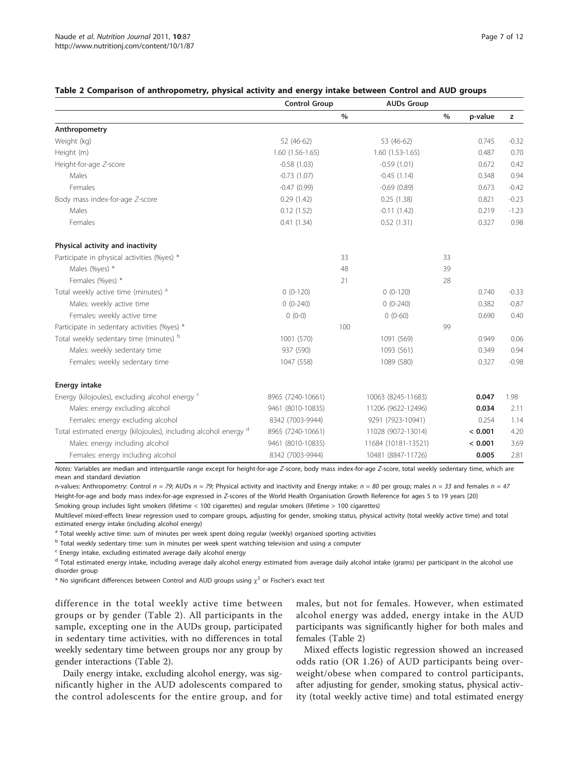**Table 2 Comparison of anthropometry, physical activity and energy intake between Control and AUD groups**

| | Control Group | | AUDs Group | | | |
|---|---|---|---|---|---|---|
| | | % | | % | p-value | z |
| **Anthropometry** | | | | | | |
| Weight (kg) | 52 (46-62) | | 53 (46-62) | | 0.745 | -0.32 |
| Height (m) | 1.60 (1.56-1.65) | | 1.60 (1.53-1.65) | | 0.487 | 0.70 |
| Height-for-age *Z*-score | -0.58 (1.03) | | -0.59 (1.01) | | 0.672 | 0.42 |
| Males | -0.73 (1.07) | | -0.45 (1.14) | | 0.348 | 0.94 |
| Females | -0.47 (0.99) | | -0.69 (0.89) | | 0.673 | -0.42 |
| Body mass index-for-age *Z*-score | 0.29 (1.42) | | 0.25 (1.38) | | 0.821 | -0.23 |
| Males | 0.12 (1.52) | | -0.11 (1.42) | | 0.219 | -1.23 |
| Females | 0.41 (1.34) | | 0.52 (1.31) | | 0.327 | 0.98 |
| **Physical activity and inactivity** | | | | | | |
| Participate in physical activities (%yes) * | | 33 | | 33 | | |
| Males (%yes) * | | 48 | | 39 | | |
| Females (%yes) * | | 21 | | 28 | | |
| Total weekly active time (minutes) [a] | 0 (0-120) | | 0 (0-120) | | 0.740 | -0.33 |
| Males: weekly active time | 0 (0-240) | | 0 (0-240) | | 0.382 | -0.87 |
| Females: weekly active time | 0 (0-0) | | 0 (0-60) | | 0.690 | 0.40 |
| Participate in sedentary activities (%yes) * | | 100 | | 99 | | |
| Total weekly sedentary time (minutes) [b] | 1001 (570) | | 1091 (569) | | 0.949 | 0.06 |
| Males: weekly sedentary time | 937 (590) | | 1093 (561) | | 0.349 | 0.94 |
| Females: weekly sedentary time | 1047 (558) | | 1089 (580) | | 0.327 | -0.98 |
| **Energy intake** | | | | | | |
| Energy (kilojoules), excluding alcohol energy [c] | 8965 (7240-10661) | | 10063 (8245-11683) | | **0.047** | 1.98 |
| Males: energy excluding alcohol | 9461 (8010-10835) | | 11206 (9622-12496) | | **0.034** | 2.11 |
| Females: energy excluding alcohol | 8342 (7003-9944) | | 9291 (7923-10941) | | 0.254 | 1.14 |
| Total estimated energy (kilojoules), including alcohol energy [d] | 8965 (7240-10661) | | 11028 (9072-13014) | | **< 0.001** | 4.20 |
| Males: energy including alcohol | 9461 (8010-10835) | | 11684 (10181-13521) | | **< 0.001** | 3.69 |
| Females: energy including alcohol | 8342 (7003-9944) | | 10481 (8847-11726) | | **0.005** | 2.81 |

*Notes:* Variables are median and interquartile range except for height-for-age *Z*-score, body mass index-for-age *Z*-score, total weekly sedentary time, which are mean and standard deviation

n-values: Anthropometry: Control *n = 79*; AUDs *n = 79*; Physical activity and inactivity and Energy intake: *n = 80* per group; males *n = 33* and females *n = 47*

Height-for-age and body mass index-for-age expressed in *Z*-scores of the World Health Organisation Growth Reference for ages 5 to 19 years [20]

Smoking group includes light smokers (lifetime < 100 cigarettes) and regular smokers (lifetime > 100 cigarettes)

Multilevel mixed-effects linear regression used to compare groups, adjusting for gender, smoking status, physical activity (total weekly active time) and total estimated energy intake (including alcohol energy)

[a] Total weekly active time: sum of minutes per week spent doing regular (weekly) organised sporting activities

[b] Total weekly sedentary time: sum in minutes per week spent watching television and using a computer

[c] Energy intake, excluding estimated average daily alcohol energy

[d] Total estimated energy intake, including average daily alcohol energy estimated from average daily alcohol intake (grams) per participant in the alcohol use disorder group

\* No significant differences between Control and AUD groups using $\chi^2$ or Fischer's exact test

difference in the total weekly active time between groups or by gender (Table 2). All participants in the sample, excepting one in the AUDs group, participated in sedentary time activities, with no differences in total weekly sedentary time between groups nor any group by gender interactions (Table 2).

Daily energy intake, excluding alcohol energy, was significantly higher in the AUD adolescents compared to the control adolescents for the entire group, and for males, but not for females. However, when estimated alcohol energy was added, energy intake in the AUD participants was significantly higher for both males and females (Table 2)

Mixed effects logistic regression showed an increased odds ratio (OR 1.26) of AUD participants being overweight/obese when compared to control participants, after adjusting for gender, smoking status, physical activity (total weekly active time) and total estimated energy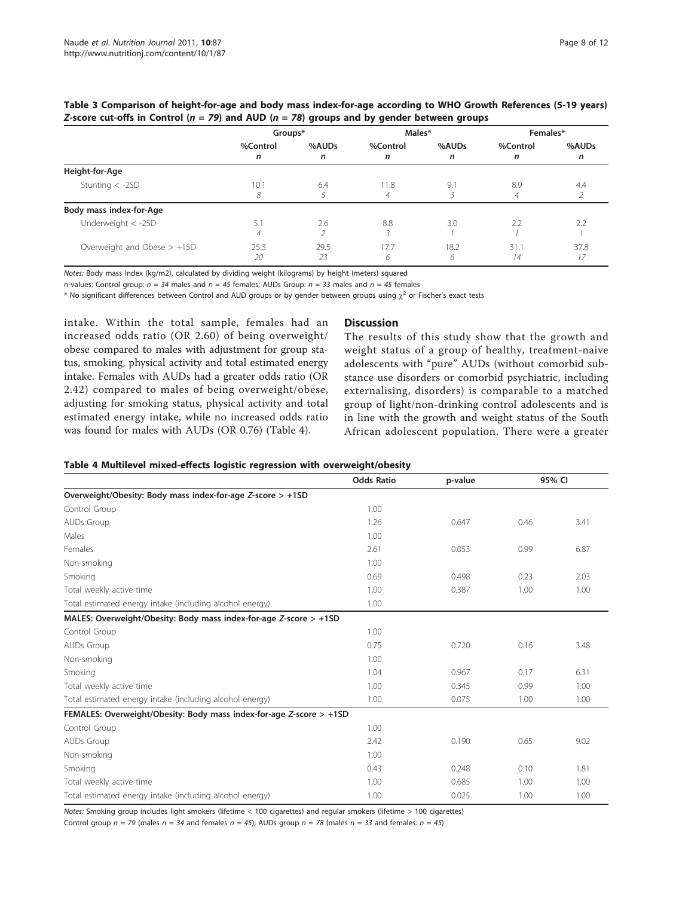**Table 3 Comparison of height-for-age and body mass index-for-age according to WHO Growth References (5-19 years) Z-score cut-offs in Control ($n = 79$) and AUD ($n = 78$) groups and by gender between groups**

| | Groups* | | Males* | | Females* | |
|---|---|---|---|---|---|---|
| | %Control *n* | %AUDs *n* | %Control *n* | %AUDs *n* | %Control *n* | %AUDs *n* |
| **Height-for-Age** | | | | | | |
| Stunting < -2SD | 10.1 *8* | 6.4 *5* | 11.8 *4* | 9.1 *3* | 8.9 *4* | 4.4 *2* |
| **Body mass index-for-Age** | | | | | | |
| Underweight < -2SD | 5.1 *4* | 2.6 *2* | 8.8 *3* | 3.0 *1* | 2.2 *1* | 2.2 *1* |
| Overweight and Obese > +1SD | 25.3 *20* | 29.5 *23* | 17.7 *6* | 18.2 *6* | 31.1 *14* | 37.8 *17* |

*Notes:* Body mass index (kg/m2), calculated by dividing weight (kilograms) by height (meters) squared

n-values: Control group: $n = 34$ males and $n = 45$ females; AUDs Group: $n = 33$ males and $n = 45$ females

* No significant differences between Control and AUD groups or by gender between groups using $\chi^2$ or Fischer's exact tests

intake. Within the total sample, females had an increased odds ratio (OR 2.60) of being overweight/obese compared to males with adjustment for group status, smoking, physical activity and total estimated energy intake. Females with AUDs had a greater odds ratio (OR 2.42) compared to males of being overweight/obese, adjusting for smoking status, physical activity and total estimated energy intake, while no increased odds ratio was found for males with AUDs (OR 0.76) (Table 4).

## Discussion

The results of this study show that the growth and weight status of a group of healthy, treatment-naive adolescents with "pure" AUDs (without comorbid substance use disorders or comorbid psychiatric, including externalising, disorders) is comparable to a matched group of light/non-drinking control adolescents and is in line with the growth and weight status of the South African adolescent population. There were a greater

**Table 4 Multilevel mixed-effects logistic regression with overweight/obesity**

| | Odds Ratio | p-value | 95% CI | |
|---|---|---|---|---|
| **Overweight/Obesity: Body mass index-for-age Z-score > +1SD** | | | | |
| Control Group | 1.00 | | | |
| AUDs Group | 1.26 | 0.647 | 0.46 | 3.41 |
| Males | 1.00 | | | |
| Females | 2.61 | 0.053 | 0.99 | 6.87 |
| Non-smoking | 1.00 | | | |
| Smoking | 0.69 | 0.498 | 0.23 | 2.03 |
| Total weekly active time | 1.00 | 0.387 | 1.00 | 1.00 |
| Total estimated energy intake (including alcohol energy) | 1.00 | | | |
| **MALES: Overweight/Obesity: Body mass index-for-age Z-score > +1SD** | | | | |
| Control Group | 1.00 | | | |
| AUDs Group | 0.75 | 0.720 | 0.16 | 3.48 |
| Non-smoking | 1.00 | | | |
| Smoking | 1.04 | 0.967 | 0.17 | 6.31 |
| Total weekly active time | 1.00 | 0.345 | 0.99 | 1.00 |
| Total estimated energy intake (including alcohol energy) | 1.00 | 0.075 | 1.00 | 1.00 |
| **FEMALES: Overweight/Obesity: Body mass index-for-age Z-score > +1SD** | | | | |
| Control Group | 1.00 | | | |
| AUDs Group | 2.42 | 0.190 | 0.65 | 9.02 |
| Non-smoking | 1.00 | | | |
| Smoking | 0.43 | 0.248 | 0.10 | 1.81 |
| Total weekly active time | 1.00 | 0.685 | 1.00 | 1.00 |
| Total estimated energy intake (including alcohol energy) | 1.00 | 0.025 | 1.00 | 1.00 |

*Notes:* Smoking group includes light smokers (lifetime < 100 cigarettes) and regular smokers (lifetime > 100 cigarettes)

Control group $n = 79$ (males $n = 34$ and females $n = 45$); AUDs group $n = 78$ (males $n = 33$ and females: $n = 45$)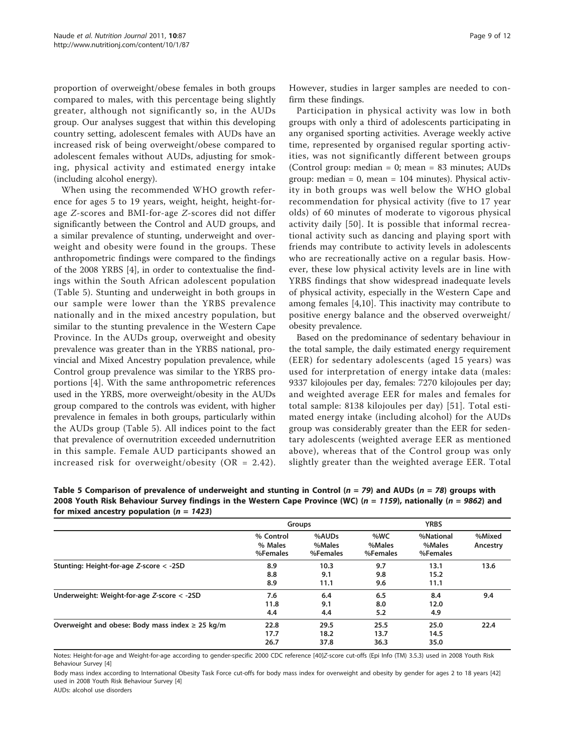proportion of overweight/obese females in both groups compared to males, with this percentage being slightly greater, although not significantly so, in the AUDs group. Our analyses suggest that within this developing country setting, adolescent females with AUDs have an increased risk of being overweight/obese compared to adolescent females without AUDs, adjusting for smoking, physical activity and estimated energy intake (including alcohol energy).

When using the recommended WHO growth reference for ages 5 to 19 years, weight, height, height-for-age *Z*-scores and BMI-for-age *Z*-scores did not differ significantly between the Control and AUD groups, and a similar prevalence of stunting, underweight and overweight and obesity were found in the groups. These anthropometric findings were compared to the findings of the 2008 YRBS [4], in order to contextualise the findings within the South African adolescent population (Table 5). Stunting and underweight in both groups in our sample were lower than the YRBS prevalence nationally and in the mixed ancestry population, but similar to the stunting prevalence in the Western Cape Province. In the AUDs group, overweight and obesity prevalence was greater than in the YRBS national, provincial and Mixed Ancestry population prevalence, while Control group prevalence was similar to the YRBS proportions [4]. With the same anthropometric references used in the YRBS, more overweight/obesity in the AUDs group compared to the controls was evident, with higher prevalence in females in both groups, particularly within the AUDs group (Table 5). All indices point to the fact that prevalence of overnutrition exceeded undernutrition in this sample. Female AUD participants showed an increased risk for overweight/obesity (OR = 2.42). However, studies in larger samples are needed to confirm these findings.

Participation in physical activity was low in both groups with only a third of adolescents participating in any organised sporting activities. Average weekly active time, represented by organised regular sporting activities, was not significantly different between groups (Control group: median = 0; mean = 83 minutes; AUDs group: median = 0, mean = 104 minutes). Physical activity in both groups was well below the WHO global recommendation for physical activity (five to 17 year olds) of 60 minutes of moderate to vigorous physical activity daily [50]. It is possible that informal recreational activity such as dancing and playing sport with friends may contribute to activity levels in adolescents who are recreationally active on a regular basis. However, these low physical activity levels are in line with YRBS findings that show widespread inadequate levels of physical activity, especially in the Western Cape and among females [4,10]. This inactivity may contribute to positive energy balance and the observed overweight/obesity prevalence.

Based on the predominance of sedentary behaviour in the total sample, the daily estimated energy requirement (EER) for sedentary adolescents (aged 15 years) was used for interpretation of energy intake data (males: 9337 kilojoules per day, females: 7270 kilojoules per day; and weighted average EER for males and females for total sample: 8138 kilojoules per day) [51]. Total estimated energy intake (including alcohol) for the AUDs group was considerably greater than the EER for sedentary adolescents (weighted average EER as mentioned above), whereas that of the Control group was only slightly greater than the weighted average EER. Total

**Table 5 Comparison of prevalence of underweight and stunting in Control (*n* = 79) and AUDs (*n* = 78) groups with 2008 Youth Risk Behaviour Survey findings in the Western Cape Province (WC) (*n* = 1159), nationally (*n* = 9862) and for mixed ancestry population (*n* = 1423)**

| | Groups | | YRBS | | |
|---|---|---|---|---|---|
| | % Control<br>% Males<br>%Females | %AUDs<br>%Males<br>%Females | %WC<br>%Males<br>%Females | %National<br>%Males<br>%Females | %Mixed Ancestry |
| **Stunting: Height-for-age *Z*-score < -2SD** | 8.9<br>8.8<br>8.9 | 10.3<br>9.1<br>11.1 | 9.7<br>9.8<br>9.6 | 13.1<br>15.2<br>11.1 | 13.6 |
| **Underweight: Weight-for-age *Z*-score < -2SD** | 7.6<br>11.8<br>4.4 | 6.4<br>9.1<br>4.4 | 6.5<br>8.0<br>5.2 | 8.4<br>12.0<br>4.9 | 9.4 |
| **Overweight and obese: Body mass index ≥ 25 kg/m** | 22.8<br>17.7<br>26.7 | 29.5<br>18.2<br>37.8 | 25.5<br>13.7<br>36.3 | 25.0<br>14.5<br>35.0 | 22.4 |

Notes: Height-for-age and Weight-for-age according to gender-specific 2000 CDC reference [40]*Z*-score cut-offs (Epi Info (TM) 3.5.3) used in 2008 Youth Risk Behaviour Survey [4]

Body mass index according to International Obesity Task Force cut-offs for body mass index for overweight and obesity by gender for ages 2 to 18 years [42] used in 2008 Youth Risk Behaviour Survey [4]

AUDs: alcohol use disorders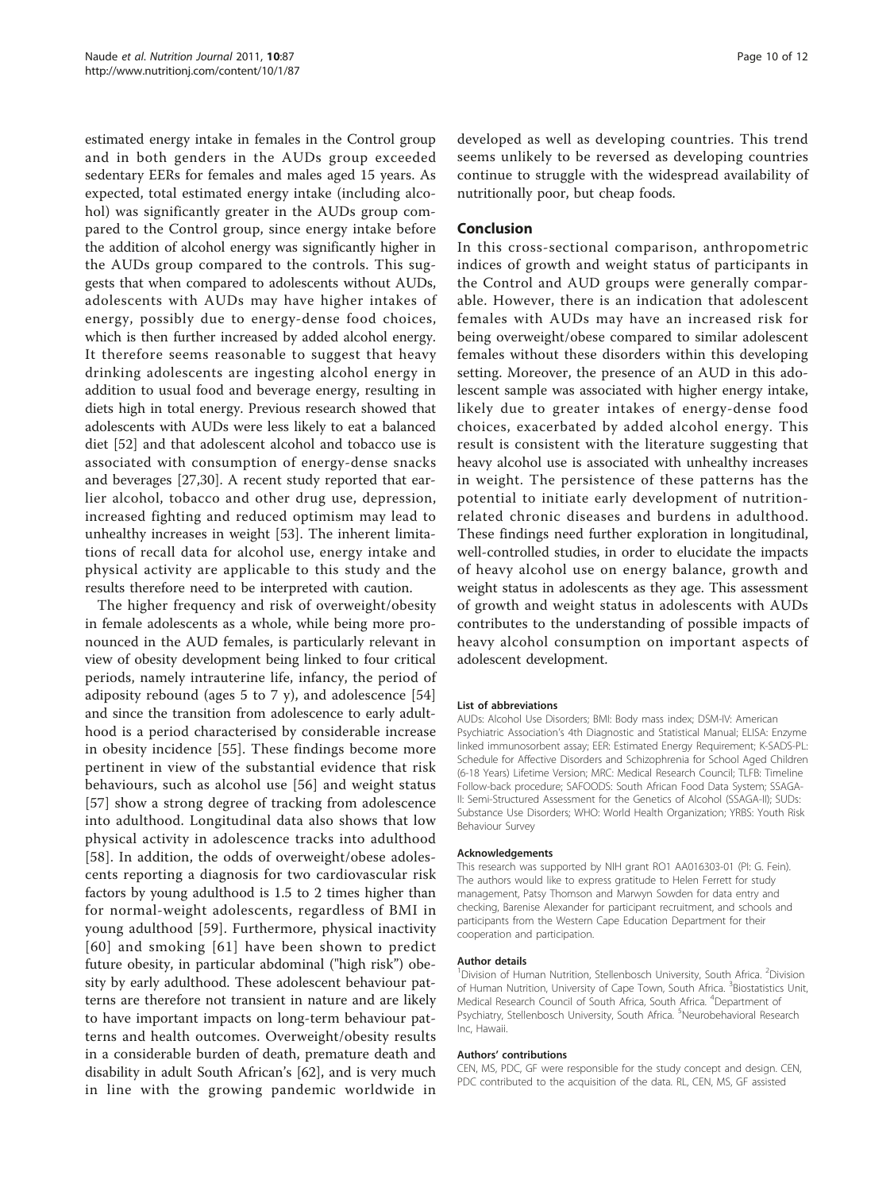estimated energy intake in females in the Control group and in both genders in the AUDs group exceeded sedentary EERs for females and males aged 15 years. As expected, total estimated energy intake (including alcohol) was significantly greater in the AUDs group compared to the Control group, since energy intake before the addition of alcohol energy was significantly higher in the AUDs group compared to the controls. This suggests that when compared to adolescents without AUDs, adolescents with AUDs may have higher intakes of energy, possibly due to energy-dense food choices, which is then further increased by added alcohol energy. It therefore seems reasonable to suggest that heavy drinking adolescents are ingesting alcohol energy in addition to usual food and beverage energy, resulting in diets high in total energy. Previous research showed that adolescents with AUDs were less likely to eat a balanced diet [52] and that adolescent alcohol and tobacco use is associated with consumption of energy-dense snacks and beverages [27,30]. A recent study reported that earlier alcohol, tobacco and other drug use, depression, increased fighting and reduced optimism may lead to unhealthy increases in weight [53]. The inherent limitations of recall data for alcohol use, energy intake and physical activity are applicable to this study and the results therefore need to be interpreted with caution.

The higher frequency and risk of overweight/obesity in female adolescents as a whole, while being more pronounced in the AUD females, is particularly relevant in view of obesity development being linked to four critical periods, namely intrauterine life, infancy, the period of adiposity rebound (ages 5 to 7 y), and adolescence [54] and since the transition from adolescence to early adulthood is a period characterised by considerable increase in obesity incidence [55]. These findings become more pertinent in view of the substantial evidence that risk behaviours, such as alcohol use [56] and weight status [57] show a strong degree of tracking from adolescence into adulthood. Longitudinal data also shows that low physical activity in adolescence tracks into adulthood [58]. In addition, the odds of overweight/obese adolescents reporting a diagnosis for two cardiovascular risk factors by young adulthood is 1.5 to 2 times higher than for normal-weight adolescents, regardless of BMI in young adulthood [59]. Furthermore, physical inactivity [60] and smoking [61] have been shown to predict future obesity, in particular abdominal ("high risk") obesity by early adulthood. These adolescent behaviour patterns are therefore not transient in nature and are likely to have important impacts on long-term behaviour patterns and health outcomes. Overweight/obesity results in a considerable burden of death, premature death and disability in adult South African's [62], and is very much in line with the growing pandemic worldwide in developed as well as developing countries. This trend seems unlikely to be reversed as developing countries continue to struggle with the widespread availability of nutritionally poor, but cheap foods.

## Conclusion

In this cross-sectional comparison, anthropometric indices of growth and weight status of participants in the Control and AUD groups were generally comparable. However, there is an indication that adolescent females with AUDs may have an increased risk for being overweight/obese compared to similar adolescent females without these disorders within this developing setting. Moreover, the presence of an AUD in this adolescent sample was associated with higher energy intake, likely due to greater intakes of energy-dense food choices, exacerbated by added alcohol energy. This result is consistent with the literature suggesting that heavy alcohol use is associated with unhealthy increases in weight. The persistence of these patterns has the potential to initiate early development of nutrition-related chronic diseases and burdens in adulthood. These findings need further exploration in longitudinal, well-controlled studies, in order to elucidate the impacts of heavy alcohol use on energy balance, growth and weight status in adolescents as they age. This assessment of growth and weight status in adolescents with AUDs contributes to the understanding of possible impacts of heavy alcohol consumption on important aspects of adolescent development.

#### List of abbreviations

AUDs: Alcohol Use Disorders; BMI: Body mass index; DSM-IV: American Psychiatric Association's 4th Diagnostic and Statistical Manual; ELISA: Enzyme linked immunosorbent assay; EER: Estimated Energy Requirement; K-SADS-PL: Schedule for Affective Disorders and Schizophrenia for School Aged Children (6-18 Years) Lifetime Version; MRC: Medical Research Council; TLFB: Timeline Follow-back procedure; SAFOODS: South African Food Data System; SSAGA-II: Semi-Structured Assessment for the Genetics of Alcohol (SSAGA-II); SUDs: Substance Use Disorders; WHO: World Health Organization; YRBS: Youth Risk Behaviour Survey

#### Acknowledgements

This research was supported by NIH grant RO1 AA016303-01 (PI: G. Fein). The authors would like to express gratitude to Helen Ferrett for study management, Patsy Thomson and Marwyn Sowden for data entry and checking, Barenise Alexander for participant recruitment, and schools and participants from the Western Cape Education Department for their cooperation and participation.

#### Author details

[1]Division of Human Nutrition, Stellenbosch University, South Africa. [2]Division of Human Nutrition, University of Cape Town, South Africa. [3]Biostatistics Unit, Medical Research Council of South Africa, South Africa. [4]Department of Psychiatry, Stellenbosch University, South Africa. [5]Neurobehavioral Research Inc, Hawaii.

#### Authors' contributions

CEN, MS, PDC, GF were responsible for the study concept and design. CEN, PDC contributed to the acquisition of the data. RL, CEN, MS, GF assisted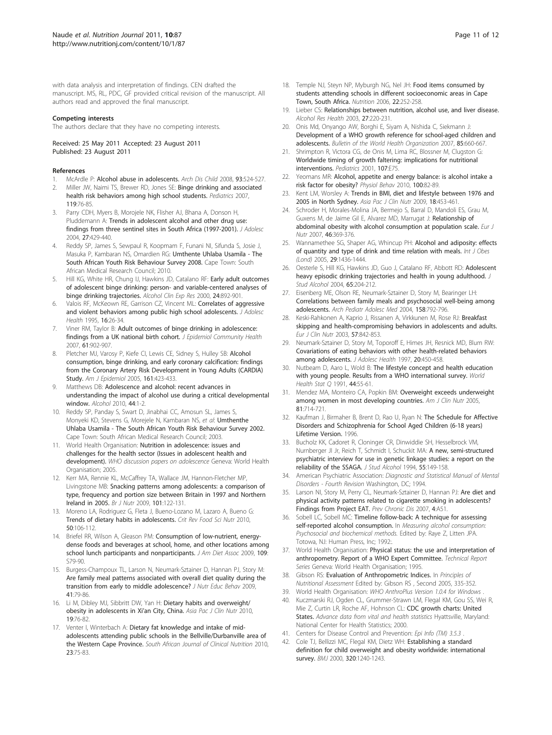with data analysis and interpretation of findings. CEN drafted the manuscript. MS, RL, PDC, GF provided critical revision of the manuscript. All authors read and approved the final manuscript.

#### Competing interests

The authors declare that they have no competing interests.

Received: 25 May 2011 Accepted: 23 August 2011
Published: 23 August 2011

#### References

1. McArdle P: **Alcohol abuse in adolescents.** *Arch Dis Child* 2008, **93**:524-527.
2. Miller JW, Naimi TS, Brewer RD, Jones SE: **Binge drinking and associated health risk behaviors among high school students.** *Pediatrics* 2007, **119**:76-85.
3. Parry CDH, Myers B, Morojele NK, Flisher AJ, Bhana A, Donson H, Pluddemann A: **Trends in adolescent alcohol and other drug use: findings from three sentinel sites in South Africa (1997-2001).** *J Adolesc* 2004, **27**:429-440.
4. Reddy SP, James S, Sewpaul R, Koopmam F, Funani NI, Sifunda S, Josie J, Masuka P, Kambaran NS, Omardien RG: **Umthente Uhlaba Usamila - The South African Youth Risk Behaviour Survey 2008.** Cape Town: South African Medical Research Council; 2010.
5. Hill KG, White HR, Chung IJ, Hawkins JD, Catalano RF: **Early adult outcomes of adolescent binge drinking: person- and variable-centered analyses of binge drinking trajectories.** *Alcohol Clin Exp Res* 2000, **24**:892-901.
6. Valois RF, McKeown RE, Garrison CZ, Vincent ML: **Correlates of aggressive and violent behaviors among public high school adolescents.** *J Adolesc Health* 1995, **16**:26-34.
7. Viner RM, Taylor B: **Adult outcomes of binge drinking in adolescence: findings from a UK national birth cohort.** *J Epidemiol Community Health* 2007, **61**:902-907.
8. Pletcher MJ, Varosy P, Kiefe CI, Lewis CE, Sidney S, Hulley SB: **Alcohol consumption, binge drinking, and early coronary calcification: findings from the Coronary Artery Risk Development in Young Adults (CARDIA) Study.** *Am J Epidemiol* 2005, **161**:423-433.
9. Matthews DB: **Adolescence and alcohol: recent advances in understanding the impact of alcohol use during a critical developmental window.** *Alcohol* 2010, **44**:1-2.
10. Reddy SP, Panday S, Swart D, Jinabhai CC, Amosun SL, James S, Monyeki KD, Stevens G, Morejele N, Kambaran NS, *et al*: **Umthenthe Uhlaba Usamila - The South African Youth Risk Behaviour Survey 2002.** Cape Town: South African Medical Research Council; 2003.
11. World Health Organisation: **Nutrition in adolescence: issues and challenges for the health sector (Issues in adolescent health and development).** *WHO discussion papers on adolescence* Geneva: World Health Organisation; 2005.
12. Kerr MA, Rennie KL, McCaffrey TA, Wallace JM, Hannon-Fletcher MP, Livingstone MB: **Snacking patterns among adolescents: a comparison of type, frequency and portion size between Britain in 1997 and Northern Ireland in 2005.** *Br J Nutr* 2009, **101**:122-131.
13. Moreno LA, Rodriguez G, Fleta J, Bueno-Lozano M, Lazaro A, Bueno G: **Trends of dietary habits in adolescents.** *Crit Rev Food Sci Nutr* 2010, **50**:106-112.
14. Briefel RR, Wilson A, Gleason PM: **Consumption of low-nutrient, energy-dense foods and beverages at school, home, and other locations among school lunch participants and nonparticipants.** *J Am Diet Assoc* 2009, **109**: S79-90.
15. Burgess-Champoux TL, Larson N, Neumark-Sztainer D, Hannan PJ, Story M: **Are family meal patterns associated with overall diet quality during the transition from early to middle adolescence?** *J Nutr Educ Behav* 2009, **41**:79-86.
16. Li M, Dibley MJ, Sibbritt DW, Yan H: **Dietary habits and overweight/obesity in adolescents in Xi'an City, China.** *Asia Pac J Clin Nutr* 2010, **19**:76-82.
17. Venter I, Winterbach A: **Dietary fat knowledge and intake of mid-adolescents attending public schools in the Bellville/Durbanville area of the Western Cape Province.** *South African Journal of Clinical Nutrition* 2010, **23**:75-83.
18. Temple NJ, Steyn NP, Myburgh NG, Nel JH: **Food items consumed by students attending schools in different socioeconomic areas in Cape Town, South Africa.** *Nutrition* 2006, **22**:252-258.
19. Lieber CS: **Relationships between nutrition, alcohol use, and liver disease.** *Alcohol Res Health* 2003, **27**:220-231.
20. Onis Md, Onyango AW, Borghi E, Siyam A, Nishida C, Siekmann J: **Development of a WHO growth reference for school-aged children and adolescents.** *Bulletin of the World Health Organization* 2007, **85**:660-667.
21. Shrimpton R, Victora CG, de Onis M, Lima RC, Blossner M, Clugston G: **Worldwide timing of growth faltering: implications for nutritional interventions.** *Pediatrics* 2001, **107**:E75.
22. Yeomans MR: **Alcohol, appetite and energy balance: is alcohol intake a risk factor for obesity?** *Physiol Behav* 2010, **100**:82-89.
23. Kent LM, Worsley A: **Trends in BMI, diet and lifestyle between 1976 and 2005 in North Sydney.** *Asia Pac J Clin Nutr* 2009, **18**:453-461.
24. Schroder H, Morales-Molina JA, Bermejo S, Barral D, Mandoli ES, Grau M, Guxens M, de Jaime Gil E, Alvarez MD, Marrugat J: **Relationship of abdominal obesity with alcohol consumption at population scale.** *Eur J Nutr* 2007, **46**:369-376.
25. Wannamethee SG, Shaper AG, Whincup PH: **Alcohol and adiposity: effects of quantity and type of drink and time relation with meals.** *Int J Obes (Lond)* 2005, **29**:1436-1444.
26. Oesterle S, Hill KG, Hawkins JD, Guo J, Catalano RF, Abbott RD: **Adolescent heavy episodic drinking trajectories and health in young adulthood.** *J Stud Alcohol* 2004, **65**:204-212.
27. Eisenberg ME, Olson RE, Neumark-Sztainer D, Story M, Bearinger LH: **Correlations between family meals and psychosocial well-being among adolescents.** *Arch Pediatr Adolesc Med* 2004, **158**:792-796.
28. Keski-Rahkonen A, Kaprio J, Rissanen A, Virkkunen M, Rose RJ: **Breakfast skipping and health-compromising behaviors in adolescents and adults.** *Eur J Clin Nutr* 2003, **57**:842-853.
29. Neumark-Sztainer D, Story M, Toporoff E, Himes JH, Resnick MD, Blum RW: **Covariations of eating behaviors with other health-related behaviors among adolescents.** *J Adolesc Health* 1997, **20**:450-458.
30. Nutbeam D, Aaro L, Wold B: **The lifestyle concept and health education with young people. Results from a WHO international survey.** *World Health Stat Q* 1991, **44**:55-61.
31. Mendez MA, Monteiro CA, Popkin BM: **Overweight exceeds underweight among women in most developing countries.** *Am J Clin Nutr* 2005, **81**:714-721.
32. Kaufman J, Birmaher B, Brent D, Rao U, Ryan N: **The Schedule for Affective Disorders and Schizophrenia for School Aged Children (6-18 years) Lifetime Version.** 1996.
33. Bucholz KK, Cadoret R, Cloninger CR, Dinwiddie SH, Hesselbrock VM, Nurnberger JI Jr, Reich T, Schmidt I, Schuckit MA: **A new, semi-structured psychiatric interview for use in genetic linkage studies: a report on the reliability of the SSAGA.** *J Stud Alcohol* 1994, **55**:149-158.
34. American Psychiatric Association: *Diagnostic and Statistical Manual of Mental Disorders - Fourth Revision* Washington, DC; 1994.
35. Larson NI, Story M, Perry CL, Neumark-Sztainer D, Hannan PJ: **Are diet and physical activity patterns related to cigarette smoking in adolescents? Findings from Project EAT.** *Prev Chronic Dis* 2007, **4**:A51.
36. Sobell LC, Sobell MC: **Timeline follow-back: A technique for assessing self-reported alcohol consumption.** In *Measuring alcohol consumption: Psychosocial and biochemical methods.* Edited by: Raye Z, Litten JPA. Totowa, NJ: Human Press, Inc; 1992:.
37. World Health Organisation: **Physical status: the use and interpretation of anthropometry. Report of a WHO Expert Committee.** *Technical Report Series* Geneva: World Health Organisation; 1995.
38. Gibson RS: **Evaluation of Anthropometric Indices.** In *Principles of Nutritional Assessment* Edited by: Gibson RS , Second 2005, 335-352.
39. World Health Organisation: *WHO AnthroPlus Version 1.0.4 for Windows* .
40. Kuczmarski RJ, Ogden CL, Grummer-Strawn LM, Flegal KM, Gou SS, Wei R, Mie Z, Curtin LR, Roche AF, Hohnson CL: **CDC growth charts: United States.** *Advance data from vital and health statistics* Hyattsville, Maryland: National Center for Health Statistics; 2000.
41. Centers for Disease Control and Prevention: *Epi Info (TM) 3.5.3* .
42. Cole TJ, Bellizzi MC, Flegal KM, Dietz WH: **Establishing a standard definition for child overweight and obesity worldwide: international survey.** *BMJ* 2000, **320**:1240-1243.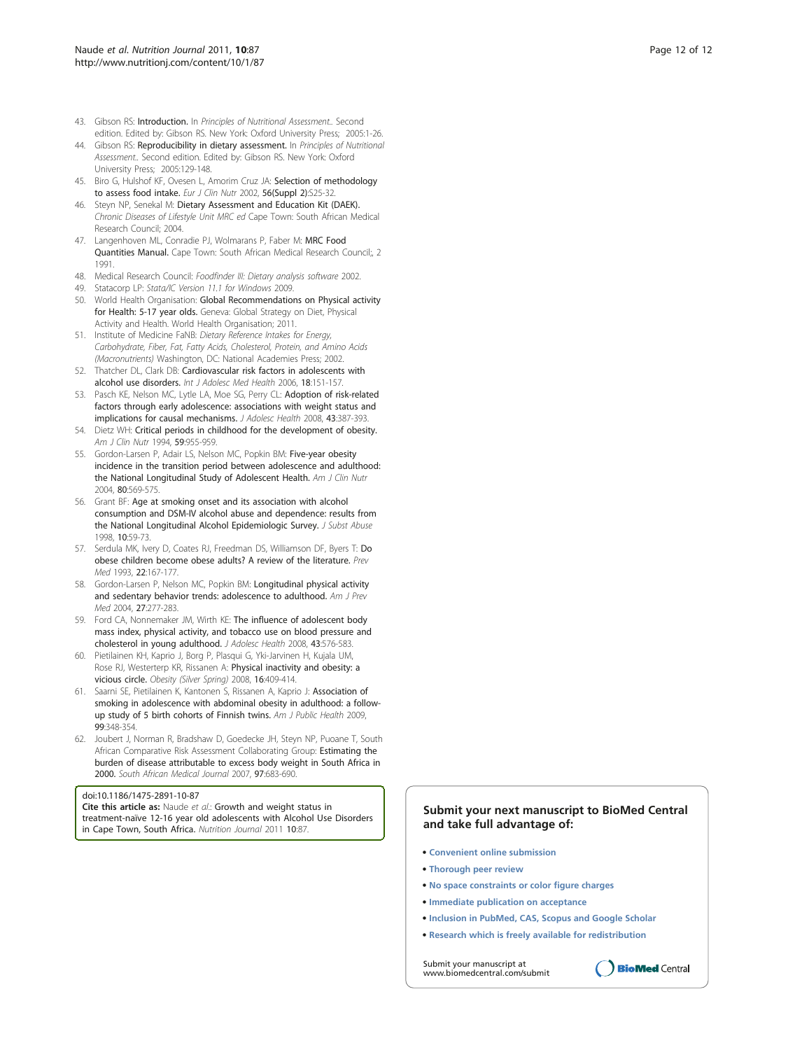43. Gibson RS: **Introduction.** In *Principles of Nutritional Assessment..* Second edition. Edited by: Gibson RS. New York: Oxford University Press; 2005:1-26.
44. Gibson RS: **Reproducibility in dietary assessment.** In *Principles of Nutritional Assessment..* Second edition. Edited by: Gibson RS. New York: Oxford University Press; 2005:129-148.
45. Biro G, Hulshof KF, Ovesen L, Amorim Cruz JA: **Selection of methodology to assess food intake.** *Eur J Clin Nutr* 2002, **56(Suppl 2)**:S25-32.
46. Steyn NP, Senekal M: **Dietary Assessment and Education Kit (DAEK).** *Chronic Diseases of Lifestyle Unit MRC ed* Cape Town: South African Medical Research Council; 2004.
47. Langenhoven ML, Conradie PJ, Wolmarans P, Faber M: **MRC Food Quantities Manual.** Cape Town: South African Medical Research Council;, 2 1991.
48. Medical Research Council: *Foodfinder III: Dietary analysis software* 2002.
49. Statacorp LP: *Stata/IC Version 11.1 for Windows* 2009.
50. World Health Organisation: **Global Recommendations on Physical activity for Health: 5-17 year olds.** Geneva: Global Strategy on Diet, Physical Activity and Health. World Health Organisation; 2011.
51. Institute of Medicine FaNB: *Dietary Reference Intakes for Energy, Carbohydrate, Fiber, Fat, Fatty Acids, Cholesterol, Protein, and Amino Acids (Macronutrients)* Washington, DC: National Academies Press; 2002.
52. Thatcher DL, Clark DB: **Cardiovascular risk factors in adolescents with alcohol use disorders.** *Int J Adolesc Med Health* 2006, **18**:151-157.
53. Pasch KE, Nelson MC, Lytle LA, Moe SG, Perry CL: **Adoption of risk-related factors through early adolescence: associations with weight status and implications for causal mechanisms.** *J Adolesc Health* 2008, **43**:387-393.
54. Dietz WH: **Critical periods in childhood for the development of obesity.** *Am J Clin Nutr* 1994, **59**:955-959.
55. Gordon-Larsen P, Adair LS, Nelson MC, Popkin BM: **Five-year obesity incidence in the transition period between adolescence and adulthood: the National Longitudinal Study of Adolescent Health.** *Am J Clin Nutr* 2004, **80**:569-575.
56. Grant BF: **Age at smoking onset and its association with alcohol consumption and DSM-IV alcohol abuse and dependence: results from the National Longitudinal Alcohol Epidemiologic Survey.** *J Subst Abuse* 1998, **10**:59-73.
57. Serdula MK, Ivery D, Coates RJ, Freedman DS, Williamson DF, Byers T: **Do obese children become obese adults? A review of the literature.** *Prev Med* 1993, **22**:167-177.
58. Gordon-Larsen P, Nelson MC, Popkin BM: **Longitudinal physical activity and sedentary behavior trends: adolescence to adulthood.** *Am J Prev Med* 2004, **27**:277-283.
59. Ford CA, Nonnemaker JM, Wirth KE: **The influence of adolescent body mass index, physical activity, and tobacco use on blood pressure and cholesterol in young adulthood.** *J Adolesc Health* 2008, **43**:576-583.
60. Pietilainen KH, Kaprio J, Borg P, Plasqui G, Yki-Jarvinen H, Kujala UM, Rose RJ, Westerterp KR, Rissanen A: **Physical inactivity and obesity: a vicious circle.** *Obesity (Silver Spring)* 2008, **16**:409-414.
61. Saarni SE, Pietilainen K, Kantonen S, Rissanen A, Kaprio J: **Association of smoking in adolescence with abdominal obesity in adulthood: a follow-up study of 5 birth cohorts of Finnish twins.** *Am J Public Health* 2009, **99**:348-354.
62. Joubert J, Norman R, Bradshaw D, Goedecke JH, Steyn NP, Puoane T, South African Comparative Risk Assessment Collaborating Group: **Estimating the burden of disease attributable to excess body weight in South Africa in 2000.** *South African Medical Journal* 2007, **97**:683-690.

doi:10.1186/1475-2891-10-87

**Cite this article as:** Naude *et al.*: Growth and weight status in treatment-naïve 12-16 year old adolescents with Alcohol Use Disorders in Cape Town, South Africa. *Nutrition Journal* 2011 **10**:87.

**Submit your next manuscript to BioMed Central and take full advantage of:**

- **Convenient online submission**
- **Thorough peer review**
- **No space constraints or color figure charges**
- **Immediate publication on acceptance**
- **Inclusion in PubMed, CAS, Scopus and Google Scholar**
- **Research which is freely available for redistribution**

Submit your manuscript at
www.biomedcentral.com/submit

BioMed Central